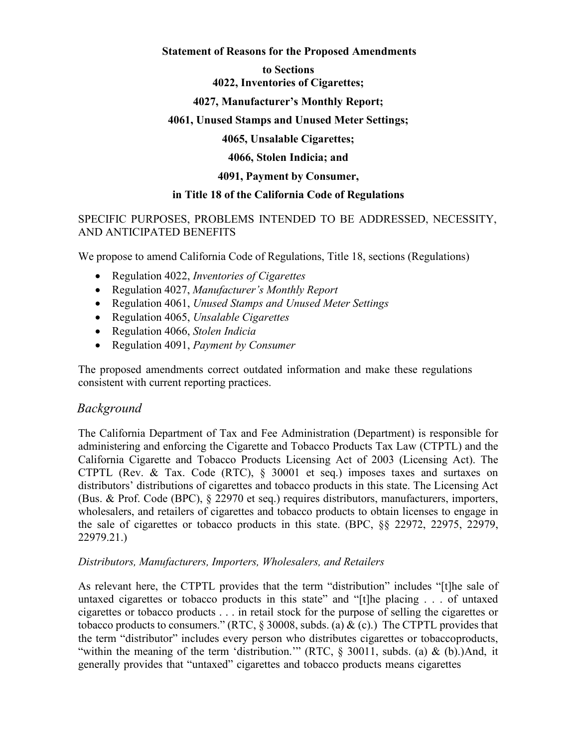**Statement of Reasons for the Proposed Amendments**

**to Sections**

**4022, Inventories of Cigarettes;**

**4027, Manufacturer's Monthly Report;**

**4061, Unused Stamps and Unused Meter Settings;**

**4065, Unsalable Cigarettes;**

**4066, Stolen Indicia; and**

**4091, Payment by Consumer,**

**in Title 18 of the California Code of Regulations**

SPECIFIC PURPOSES, PROBLEMS INTENDED TO BE ADDRESSED, NECESSITY, AND ANTICIPATED BENEFITS

We propose to amend California Code of Regulations, Title 18, sections (Regulations)

- Regulation 4022, *Inventories of Cigarettes*
- Regulation 4027, *Manufacturer's Monthly Report*
- Regulation 4061, *Unused Stamps and Unused Meter Settings*
- Regulation 4065, *Unsalable Cigarettes*
- Regulation 4066, *Stolen Indicia*
- Regulation 4091, *Payment by Consumer*

The proposed amendments correct outdated information and make these regulations consistent with current reporting practices.

## *Background*

The California Department of Tax and Fee Administration (Department) is responsible for administering and enforcing the Cigarette and Tobacco Products Tax Law (CTPTL) and the California Cigarette and Tobacco Products Licensing Act of 2003 (Licensing Act). The CTPTL (Rev. & Tax. Code (RTC), § 30001 et seq.) imposes taxes and surtaxes on distributors' distributions of cigarettes and tobacco products in this state. The Licensing Act (Bus. & Prof. Code (BPC), § 22970 et seq.) requires distributors, manufacturers, importers, wholesalers, and retailers of cigarettes and tobacco products to obtain licenses to engage in the sale of cigarettes or tobacco products in this state. (BPC, §§ 22972, 22975, 22979, 22979.21.)

*Distributors, Manufacturers, Importers, Wholesalers, and Retailers*

As relevant here, the CTPTL provides that the term "distribution" includes "[t]he sale of untaxed cigarettes or tobacco products in this state" and "[t]he placing . . . of untaxed cigarettes or tobacco products . . . in retail stock for the purpose of selling the cigarettes or tobacco products to consumers." (RTC, § 30008, subds. (a) & (c).) The CTPTL provides that the term "distributor" includes every person who distributes cigarettes or tobaccoproducts, "within the meaning of the term 'distribution.'" (RTC, § 30011, subds. (a) & (b).)And, it generally provides that "untaxed" cigarettes and tobacco products means cigarettes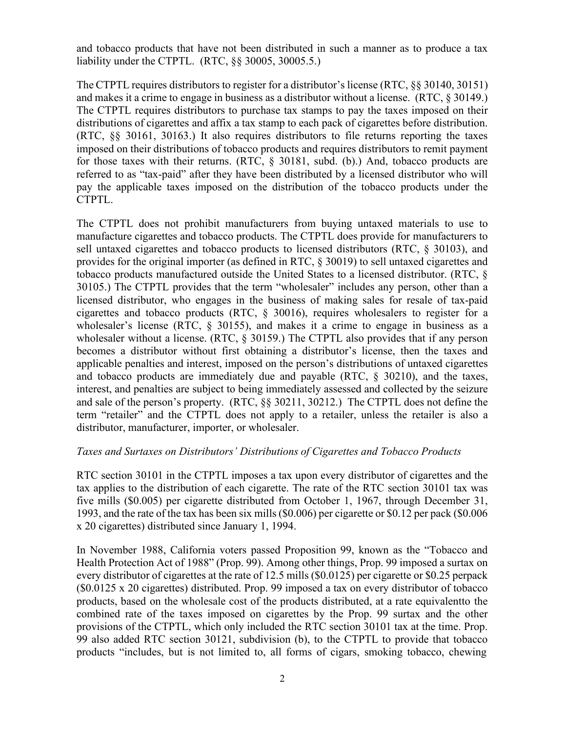and tobacco products that have not been distributed in such a manner as to produce a tax liability under the CTPTL. (RTC, §§ 30005, 30005.5.)

The CTPTL requires distributors to register for a distributor's license (RTC, §§ 30140, 30151) and makes it a crime to engage in business as a distributor without a license. (RTC, § 30149.) The CTPTL requires distributors to purchase tax stamps to pay the taxes imposed on their distributions of cigarettes and affix a tax stamp to each pack of cigarettes before distribution. (RTC, §§ 30161, 30163.) It also requires distributors to file returns reporting the taxes imposed on their distributions of tobacco products and requires distributors to remit payment for those taxes with their returns. (RTC, § 30181, subd. (b).) And, tobacco products are referred to as "tax-paid" after they have been distributed by a licensed distributor who will pay the applicable taxes imposed on the distribution of the tobacco products under the CTPTL.

The CTPTL does not prohibit manufacturers from buying untaxed materials to use to manufacture cigarettes and tobacco products. The CTPTL does provide for manufacturers to sell untaxed cigarettes and tobacco products to licensed distributors (RTC, § 30103), and provides for the original importer (as defined in RTC, § 30019) to sell untaxed cigarettes and tobacco products manufactured outside the United States to a licensed distributor. (RTC, § 30105.) The CTPTL provides that the term "wholesaler" includes any person, other than a licensed distributor, who engages in the business of making sales for resale of tax-paid cigarettes and tobacco products (RTC, § 30016), requires wholesalers to register for a wholesaler's license (RTC, § 30155), and makes it a crime to engage in business as a wholesaler without a license. (RTC, § 30159.) The CTPTL also provides that if any person becomes a distributor without first obtaining a distributor's license, then the taxes and applicable penalties and interest, imposed on the person's distributions of untaxed cigarettes and tobacco products are immediately due and payable (RTC, § 30210), and the taxes, interest, and penalties are subject to being immediately assessed and collected by the seizure and sale of the person's property. (RTC, §§ 30211, 30212.) The CTPTL does not define the term "retailer" and the CTPTL does not apply to a retailer, unless the retailer is also a distributor, manufacturer, importer, or wholesaler.

*Taxes and Surtaxes on Distributors' Distributions of Cigarettes and Tobacco Products*

RTC section 30101 in the CTPTL imposes a tax upon every distributor of cigarettes and the tax applies to the distribution of each cigarette. The rate of the RTC section 30101 tax was five mills ($0.005) per cigarette distributed from October 1, 1967, through December 31, 1993, and the rate of the tax has been six mills ($0.006) per cigarette or $0.12 per pack ($0.006 x 20 cigarettes) distributed since January 1, 1994.

In November 1988, California voters passed Proposition 99, known as the "Tobacco and Health Protection Act of 1988" (Prop. 99). Among other things, Prop. 99 imposed a surtax on every distributor of cigarettes at the rate of 12.5 mills ($0.0125) per cigarette or $0.25 perpack ($0.0125 x 20 cigarettes) distributed. Prop. 99 imposed a tax on every distributor of tobacco products, based on the wholesale cost of the products distributed, at a rate equivalentto the combined rate of the taxes imposed on cigarettes by the Prop. 99 surtax and the other provisions of the CTPTL, which only included the RTC section 30101 tax at the time. Prop. 99 also added RTC section 30121, subdivision (b), to the CTPTL to provide that tobacco products "includes, but is not limited to, all forms of cigars, smoking tobacco, chewing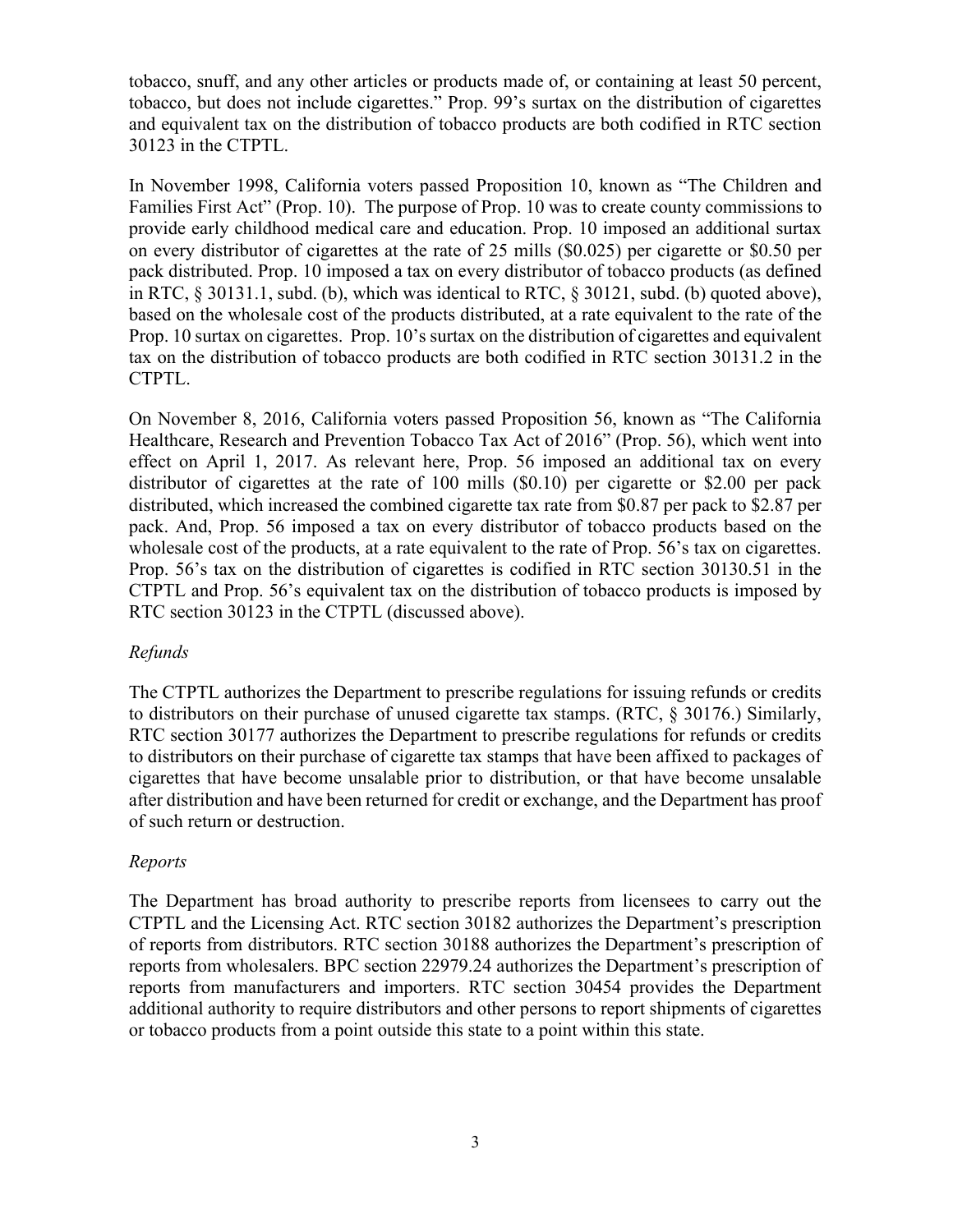tobacco, snuff, and any other articles or products made of, or containing at least 50 percent, tobacco, but does not include cigarettes." Prop. 99's surtax on the distribution of cigarettes and equivalent tax on the distribution of tobacco products are both codified in RTC section 30123 in the CTPTL.

In November 1998, California voters passed Proposition 10, known as "The Children and Families First Act" (Prop. 10). The purpose of Prop. 10 was to create county commissions to provide early childhood medical care and education. Prop. 10 imposed an additional surtax on every distributor of cigarettes at the rate of 25 mills ($0.025) per cigarette or $0.50 per pack distributed. Prop. 10 imposed a tax on every distributor of tobacco products (as defined in RTC, § 30131.1, subd. (b), which was identical to RTC, § 30121, subd. (b) quoted above), based on the wholesale cost of the products distributed, at a rate equivalent to the rate of the Prop. 10 surtax on cigarettes. Prop. 10's surtax on the distribution of cigarettes and equivalent tax on the distribution of tobacco products are both codified in RTC section 30131.2 in the CTPTL.

On November 8, 2016, California voters passed Proposition 56, known as "The California Healthcare, Research and Prevention Tobacco Tax Act of 2016" (Prop. 56), which went into effect on April 1, 2017. As relevant here, Prop. 56 imposed an additional tax on every distributor of cigarettes at the rate of 100 mills ($0.10) per cigarette or $2.00 per pack distributed, which increased the combined cigarette tax rate from $0.87 per pack to $2.87 per pack. And, Prop. 56 imposed a tax on every distributor of tobacco products based on the wholesale cost of the products, at a rate equivalent to the rate of Prop. 56's tax on cigarettes. Prop. 56's tax on the distribution of cigarettes is codified in RTC section 30130.51 in the CTPTL and Prop. 56's equivalent tax on the distribution of tobacco products is imposed by RTC section 30123 in the CTPTL (discussed above).

*Refunds*

The CTPTL authorizes the Department to prescribe regulations for issuing refunds or credits to distributors on their purchase of unused cigarette tax stamps. (RTC, § 30176.) Similarly, RTC section 30177 authorizes the Department to prescribe regulations for refunds or credits to distributors on their purchase of cigarette tax stamps that have been affixed to packages of cigarettes that have become unsalable prior to distribution, or that have become unsalable after distribution and have been returned for credit or exchange, and the Department has proof of such return or destruction.

*Reports*

The Department has broad authority to prescribe reports from licensees to carry out the CTPTL and the Licensing Act. RTC section 30182 authorizes the Department's prescription of reports from distributors. RTC section 30188 authorizes the Department's prescription of reports from wholesalers. BPC section 22979.24 authorizes the Department's prescription of reports from manufacturers and importers. RTC section 30454 provides the Department additional authority to require distributors and other persons to report shipments of cigarettes or tobacco products from a point outside this state to a point within this state.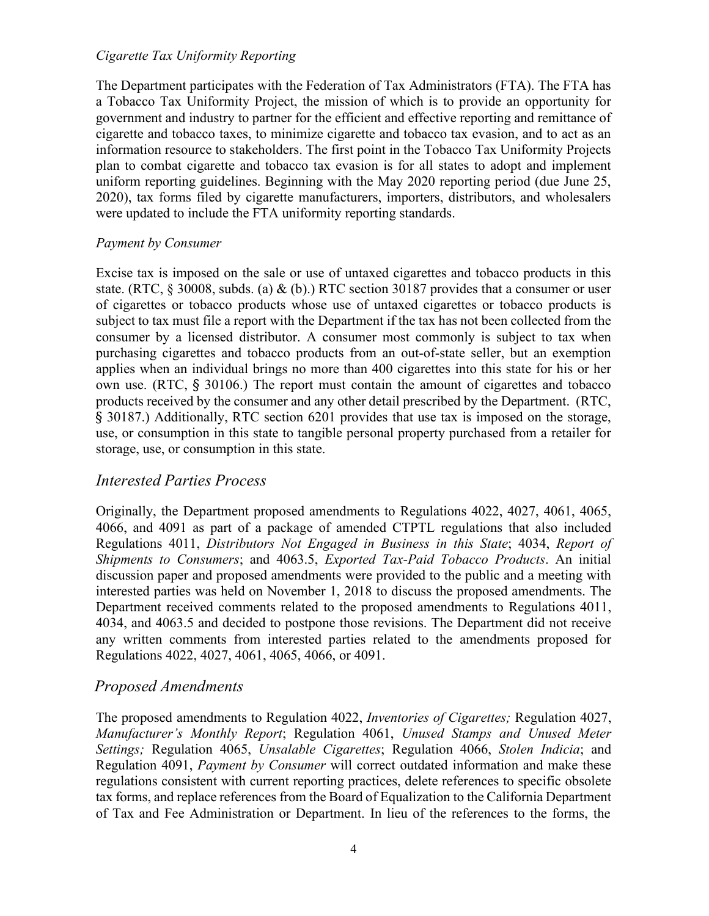*Cigarette Tax Uniformity Reporting*

The Department participates with the Federation of Tax Administrators (FTA). The FTA has a Tobacco Tax Uniformity Project, the mission of which is to provide an opportunity for government and industry to partner for the efficient and effective reporting and remittance of cigarette and tobacco taxes, to minimize cigarette and tobacco tax evasion, and to act as an information resource to stakeholders. The first point in the Tobacco Tax Uniformity Projects plan to combat cigarette and tobacco tax evasion is for all states to adopt and implement uniform reporting guidelines. Beginning with the May 2020 reporting period (due June 25, 2020), tax forms filed by cigarette manufacturers, importers, distributors, and wholesalers were updated to include the FTA uniformity reporting standards.

*Payment by Consumer*

Excise tax is imposed on the sale or use of untaxed cigarettes and tobacco products in this state. (RTC, § 30008, subds. (a) & (b).) RTC section 30187 provides that a consumer or user of cigarettes or tobacco products whose use of untaxed cigarettes or tobacco products is subject to tax must file a report with the Department if the tax has not been collected from the consumer by a licensed distributor. A consumer most commonly is subject to tax when purchasing cigarettes and tobacco products from an out-of-state seller, but an exemption applies when an individual brings no more than 400 cigarettes into this state for his or her own use. (RTC, § 30106.) The report must contain the amount of cigarettes and tobacco products received by the consumer and any other detail prescribed by the Department. (RTC, § 30187.) Additionally, RTC section 6201 provides that use tax is imposed on the storage, use, or consumption in this state to tangible personal property purchased from a retailer for storage, use, or consumption in this state.

## *Interested Parties Process*

Originally, the Department proposed amendments to Regulations 4022, 4027, 4061, 4065, 4066, and 4091 as part of a package of amended CTPTL regulations that also included Regulations 4011, *Distributors Not Engaged in Business in this State*; 4034, *Report of Shipments to Consumers*; and 4063.5, *Exported Tax-Paid Tobacco Products*. An initial discussion paper and proposed amendments were provided to the public and a meeting with interested parties was held on November 1, 2018 to discuss the proposed amendments. The Department received comments related to the proposed amendments to Regulations 4011, 4034, and 4063.5 and decided to postpone those revisions. The Department did not receive any written comments from interested parties related to the amendments proposed for Regulations 4022, 4027, 4061, 4065, 4066, or 4091.

## *Proposed Amendments*

The proposed amendments to Regulation 4022, *Inventories of Cigarettes;* Regulation 4027, *Manufacturer's Monthly Report*; Regulation 4061, *Unused Stamps and Unused Meter Settings;* Regulation 4065, *Unsalable Cigarettes*; Regulation 4066, *Stolen Indicia*; and Regulation 4091, *Payment by Consumer* will correct outdated information and make these regulations consistent with current reporting practices, delete references to specific obsolete tax forms, and replace references from the Board of Equalization to the California Department of Tax and Fee Administration or Department. In lieu of the references to the forms, the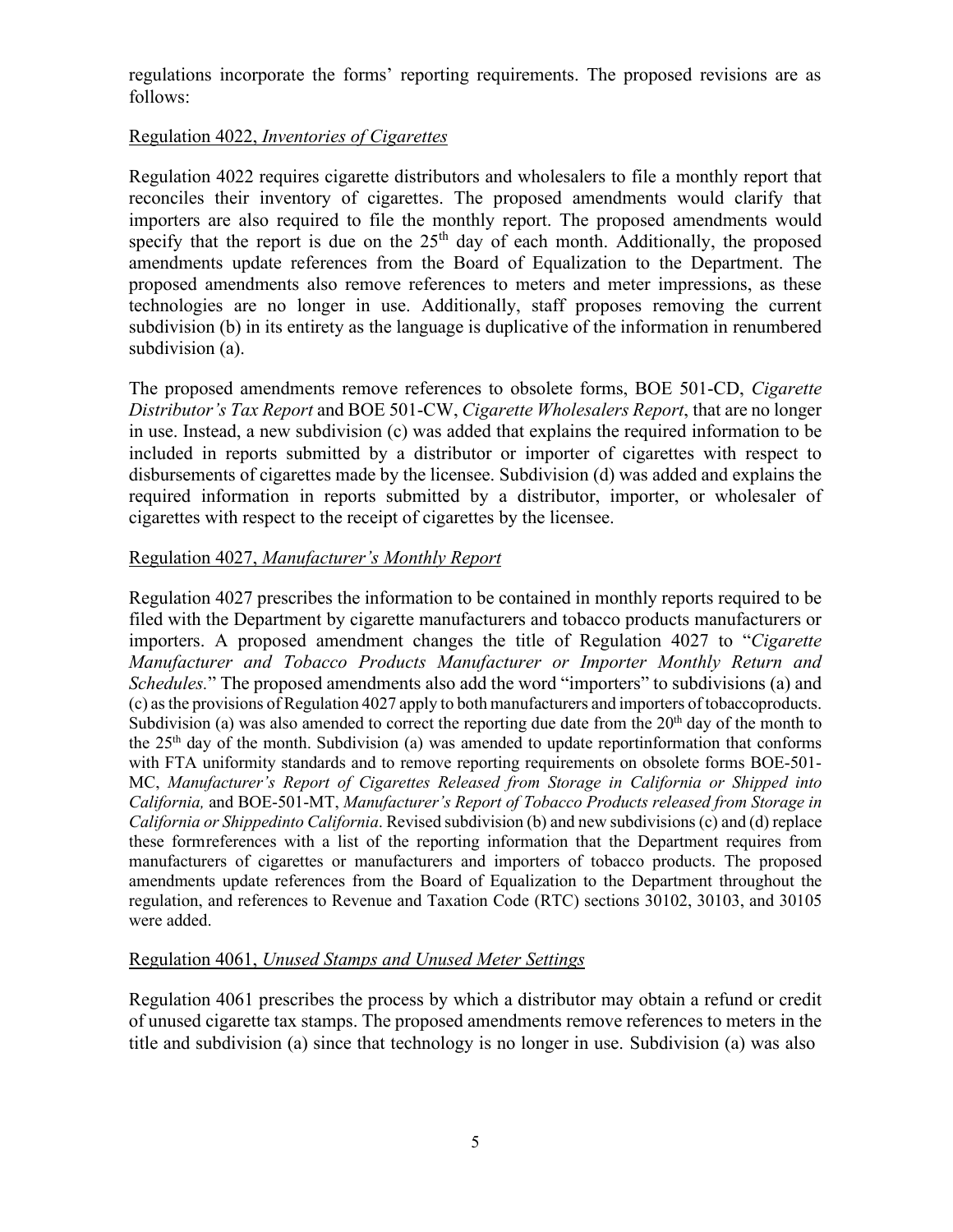regulations incorporate the forms' reporting requirements. The proposed revisions are as follows:

Regulation 4022, *Inventories of Cigarettes*

Regulation 4022 requires cigarette distributors and wholesalers to file a monthly report that reconciles their inventory of cigarettes. The proposed amendments would clarify that importers are also required to file the monthly report. The proposed amendments would specify that the report is due on the 25th day of each month. Additionally, the proposed amendments update references from the Board of Equalization to the Department. The proposed amendments also remove references to meters and meter impressions, as these technologies are no longer in use. Additionally, staff proposes removing the current subdivision (b) in its entirety as the language is duplicative of the information in renumbered subdivision (a).

The proposed amendments remove references to obsolete forms, BOE 501-CD, *Cigarette Distributor's Tax Report* and BOE 501-CW, *Cigarette Wholesalers Report*, that are no longer in use. Instead, a new subdivision (c) was added that explains the required information to be included in reports submitted by a distributor or importer of cigarettes with respect to disbursements of cigarettes made by the licensee. Subdivision (d) was added and explains the required information in reports submitted by a distributor, importer, or wholesaler of cigarettes with respect to the receipt of cigarettes by the licensee.

Regulation 4027, *Manufacturer's Monthly Report*

Regulation 4027 prescribes the information to be contained in monthly reports required to be filed with the Department by cigarette manufacturers and tobacco products manufacturers or importers. A proposed amendment changes the title of Regulation 4027 to "*Cigarette Manufacturer and Tobacco Products Manufacturer or Importer Monthly Return and Schedules.*" The proposed amendments also add the word "importers" to subdivisions (a) and (c) as the provisions of Regulation 4027 apply to both manufacturers and importers of tobaccoproducts. Subdivision (a) was also amended to correct the reporting due date from the 20th day of the month to the 25th day of the month. Subdivision (a) was amended to update reportinformation that conforms with FTA uniformity standards and to remove reporting requirements on obsolete forms BOE-501-MC, *Manufacturer's Report of Cigarettes Released from Storage in California or Shipped into California,* and BOE-501-MT, *Manufacturer's Report of Tobacco Products released from Storage in California or Shippedinto California*. Revised subdivision (b) and new subdivisions (c) and (d) replace these formreferences with a list of the reporting information that the Department requires from manufacturers of cigarettes or manufacturers and importers of tobacco products. The proposed amendments update references from the Board of Equalization to the Department throughout the regulation, and references to Revenue and Taxation Code (RTC) sections 30102, 30103, and 30105 were added.

Regulation 4061, *Unused Stamps and Unused Meter Settings*

Regulation 4061 prescribes the process by which a distributor may obtain a refund or credit of unused cigarette tax stamps. The proposed amendments remove references to meters in the title and subdivision (a) since that technology is no longer in use. Subdivision (a) was also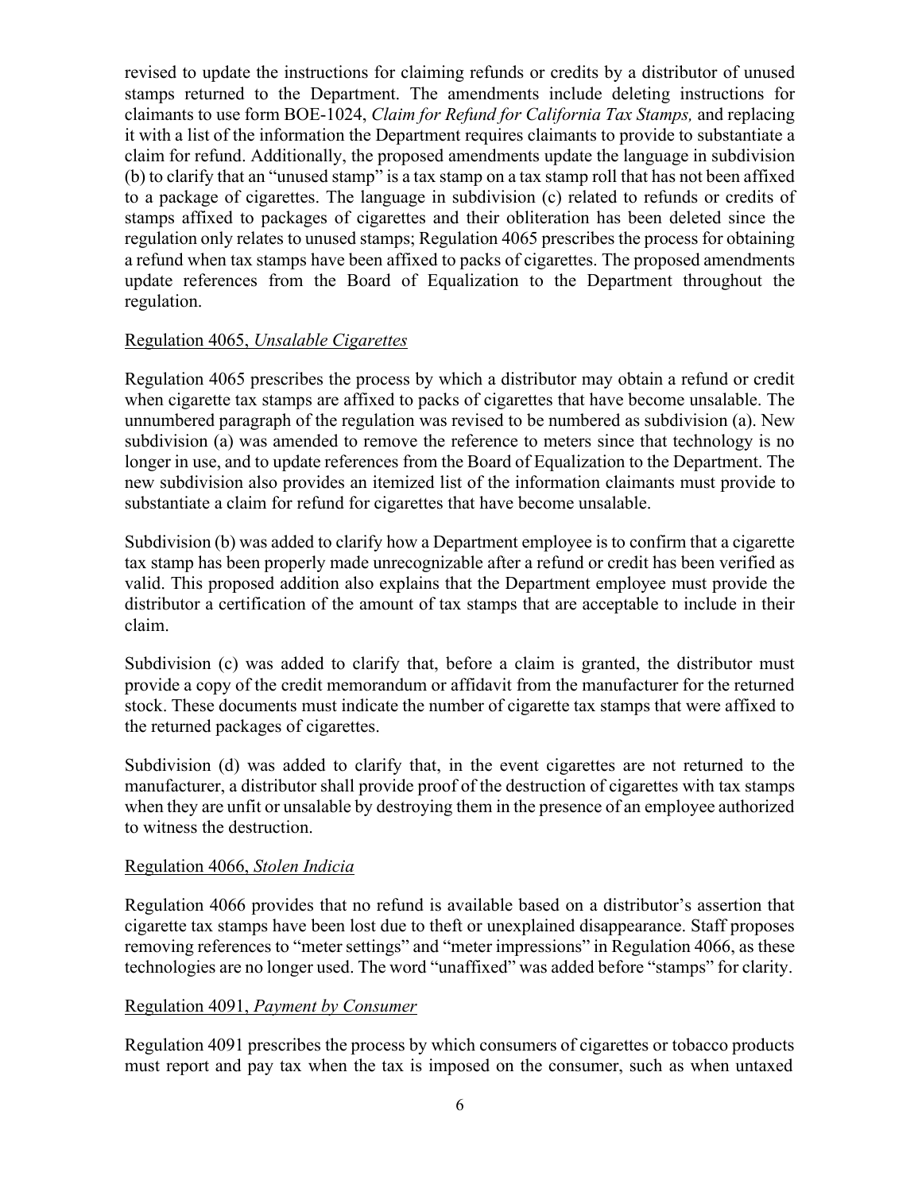revised to update the instructions for claiming refunds or credits by a distributor of unused stamps returned to the Department. The amendments include deleting instructions for claimants to use form BOE-1024, *Claim for Refund for California Tax Stamps,* and replacing it with a list of the information the Department requires claimants to provide to substantiate a claim for refund. Additionally, the proposed amendments update the language in subdivision (b) to clarify that an "unused stamp" is a tax stamp on a tax stamp roll that has not been affixed to a package of cigarettes. The language in subdivision (c) related to refunds or credits of stamps affixed to packages of cigarettes and their obliteration has been deleted since the regulation only relates to unused stamps; Regulation 4065 prescribes the process for obtaining a refund when tax stamps have been affixed to packs of cigarettes. The proposed amendments update references from the Board of Equalization to the Department throughout the regulation.

<u>Regulation 4065, *Unsalable Cigarettes*</u>

Regulation 4065 prescribes the process by which a distributor may obtain a refund or credit when cigarette tax stamps are affixed to packs of cigarettes that have become unsalable. The unnumbered paragraph of the regulation was revised to be numbered as subdivision (a). New subdivision (a) was amended to remove the reference to meters since that technology is no longer in use, and to update references from the Board of Equalization to the Department. The new subdivision also provides an itemized list of the information claimants must provide to substantiate a claim for refund for cigarettes that have become unsalable.

Subdivision (b) was added to clarify how a Department employee is to confirm that a cigarette tax stamp has been properly made unrecognizable after a refund or credit has been verified as valid. This proposed addition also explains that the Department employee must provide the distributor a certification of the amount of tax stamps that are acceptable to include in their claim.

Subdivision (c) was added to clarify that, before a claim is granted, the distributor must provide a copy of the credit memorandum or affidavit from the manufacturer for the returned stock. These documents must indicate the number of cigarette tax stamps that were affixed to the returned packages of cigarettes.

Subdivision (d) was added to clarify that, in the event cigarettes are not returned to the manufacturer, a distributor shall provide proof of the destruction of cigarettes with tax stamps when they are unfit or unsalable by destroying them in the presence of an employee authorized to witness the destruction.

<u>Regulation 4066, *Stolen Indicia*</u>

Regulation 4066 provides that no refund is available based on a distributor's assertion that cigarette tax stamps have been lost due to theft or unexplained disappearance. Staff proposes removing references to "meter settings" and "meter impressions" in Regulation 4066, as these technologies are no longer used. The word "unaffixed" was added before "stamps" for clarity.

<u>Regulation 4091, *Payment by Consumer*</u>

Regulation 4091 prescribes the process by which consumers of cigarettes or tobacco products must report and pay tax when the tax is imposed on the consumer, such as when untaxed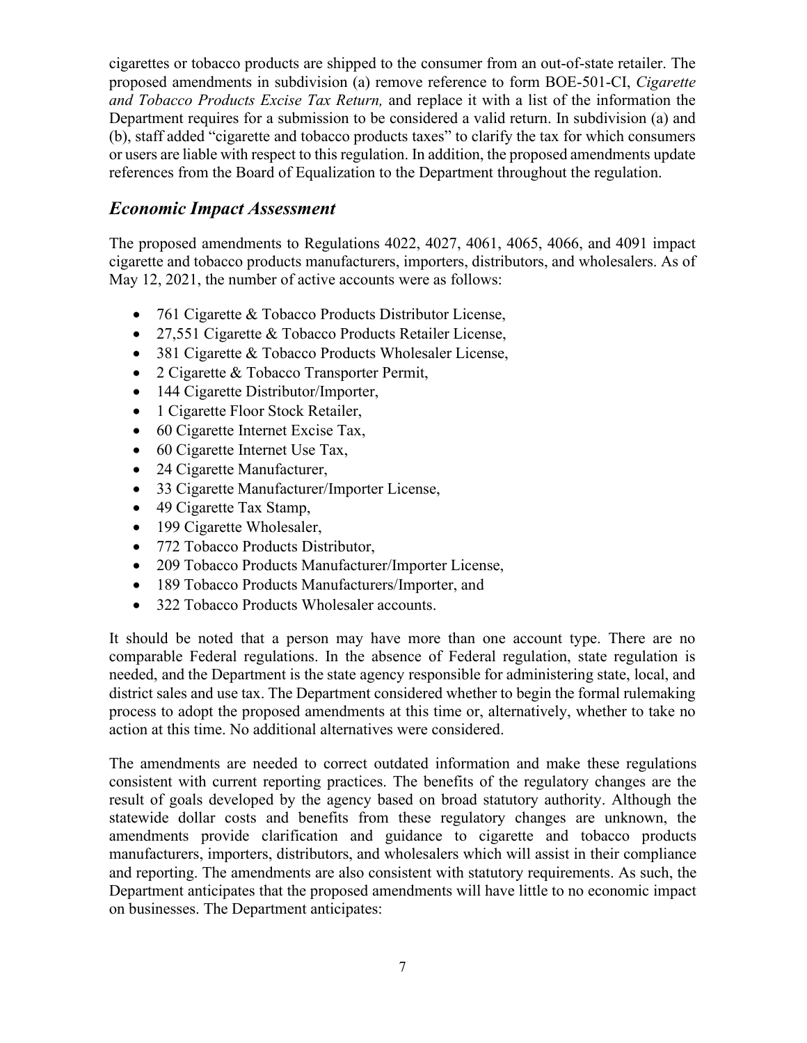cigarettes or tobacco products are shipped to the consumer from an out-of-state retailer. The proposed amendments in subdivision (a) remove reference to form BOE-501-CI, *Cigarette and Tobacco Products Excise Tax Return,* and replace it with a list of the information the Department requires for a submission to be considered a valid return. In subdivision (a) and (b), staff added "cigarette and tobacco products taxes" to clarify the tax for which consumers or users are liable with respect to this regulation. In addition, the proposed amendments update references from the Board of Equalization to the Department throughout the regulation.

## *Economic Impact Assessment*

The proposed amendments to Regulations 4022, 4027, 4061, 4065, 4066, and 4091 impact cigarette and tobacco products manufacturers, importers, distributors, and wholesalers. As of May 12, 2021, the number of active accounts were as follows:

- 761 Cigarette & Tobacco Products Distributor License,
- 27,551 Cigarette & Tobacco Products Retailer License,
- 381 Cigarette & Tobacco Products Wholesaler License,
- 2 Cigarette & Tobacco Transporter Permit,
- 144 Cigarette Distributor/Importer,
- 1 Cigarette Floor Stock Retailer,
- 60 Cigarette Internet Excise Tax,
- 60 Cigarette Internet Use Tax,
- 24 Cigarette Manufacturer,
- 33 Cigarette Manufacturer/Importer License,
- 49 Cigarette Tax Stamp,
- 199 Cigarette Wholesaler,
- 772 Tobacco Products Distributor,
- 209 Tobacco Products Manufacturer/Importer License,
- 189 Tobacco Products Manufacturers/Importer, and
- 322 Tobacco Products Wholesaler accounts.

It should be noted that a person may have more than one account type. There are no comparable Federal regulations. In the absence of Federal regulation, state regulation is needed, and the Department is the state agency responsible for administering state, local, and district sales and use tax. The Department considered whether to begin the formal rulemaking process to adopt the proposed amendments at this time or, alternatively, whether to take no action at this time. No additional alternatives were considered.

The amendments are needed to correct outdated information and make these regulations consistent with current reporting practices. The benefits of the regulatory changes are the result of goals developed by the agency based on broad statutory authority. Although the statewide dollar costs and benefits from these regulatory changes are unknown, the amendments provide clarification and guidance to cigarette and tobacco products manufacturers, importers, distributors, and wholesalers which will assist in their compliance and reporting. The amendments are also consistent with statutory requirements. As such, the Department anticipates that the proposed amendments will have little to no economic impact on businesses. The Department anticipates: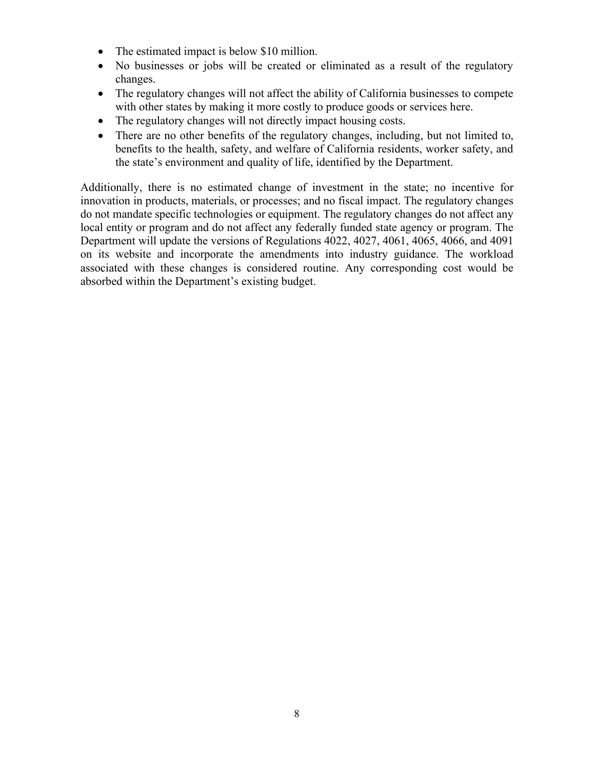- The estimated impact is below $10 million.
- No businesses or jobs will be created or eliminated as a result of the regulatory changes.
- The regulatory changes will not affect the ability of California businesses to compete with other states by making it more costly to produce goods or services here.
- The regulatory changes will not directly impact housing costs.
- There are no other benefits of the regulatory changes, including, but not limited to, benefits to the health, safety, and welfare of California residents, worker safety, and the state's environment and quality of life, identified by the Department.

Additionally, there is no estimated change of investment in the state; no incentive for innovation in products, materials, or processes; and no fiscal impact. The regulatory changes do not mandate specific technologies or equipment. The regulatory changes do not affect any local entity or program and do not affect any federally funded state agency or program. The Department will update the versions of Regulations 4022, 4027, 4061, 4065, 4066, and 4091 on its website and incorporate the amendments into industry guidance. The workload associated with these changes is considered routine. Any corresponding cost would be absorbed within the Department's existing budget.